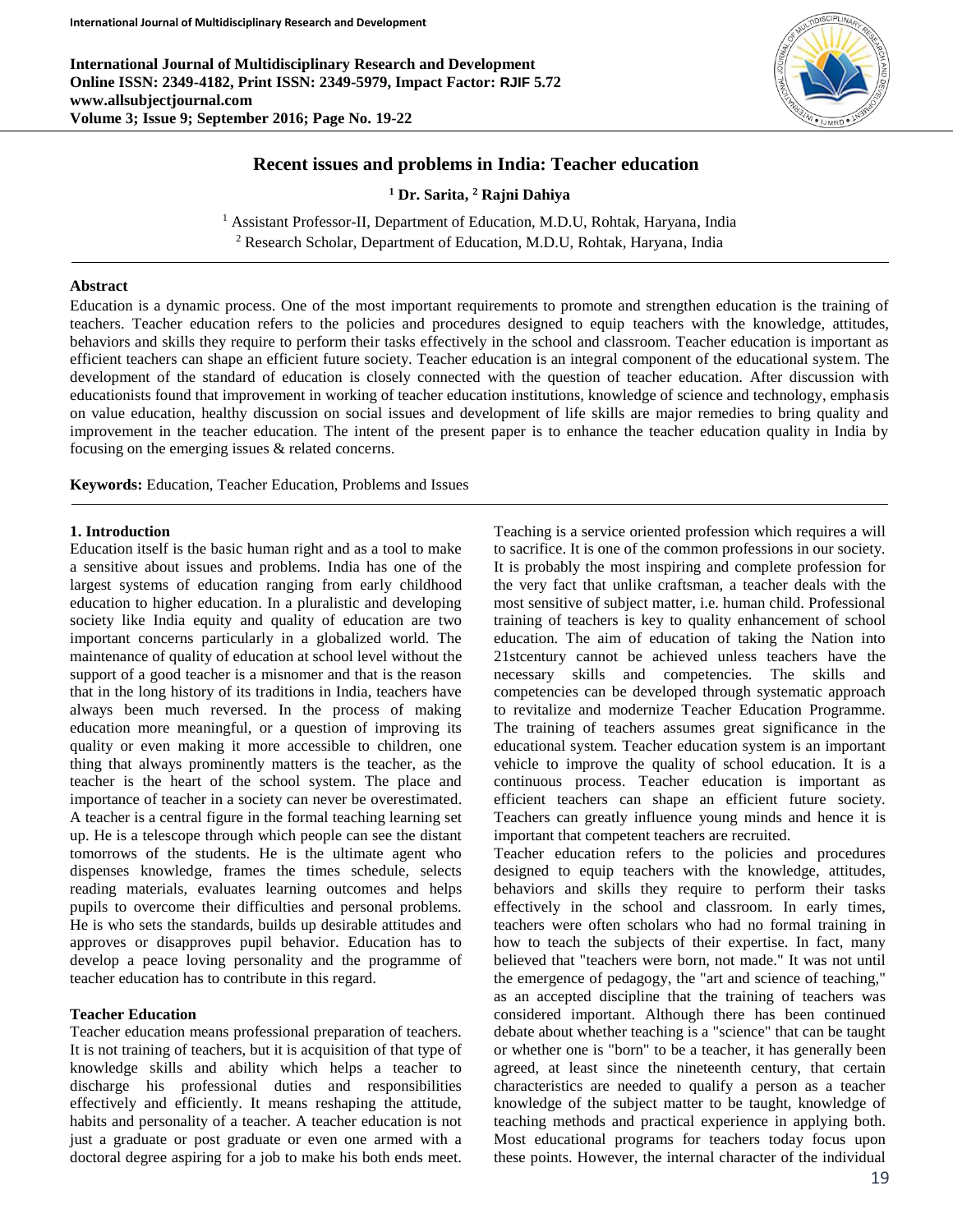# Recent issues and problems in India: Teacher education

**[1] Dr. Sarita, [2] Rajni Dahiya**

[1] Assistant Professor-II, Department of Education, M.D.U, Rohtak, Haryana, India
[2] Research Scholar, Department of Education, M.D.U, Rohtak, Haryana, India

## Abstract

Education is a dynamic process. One of the most important requirements to promote and strengthen education is the training of teachers. Teacher education refers to the policies and procedures designed to equip teachers with the knowledge, attitudes, behaviors and skills they require to perform their tasks effectively in the school and classroom. Teacher education is important as efficient teachers can shape an efficient future society. Teacher education is an integral component of the educational system. The development of the standard of education is closely connected with the question of teacher education. After discussion with educationists found that improvement in working of teacher education institutions, knowledge of science and technology, emphasis on value education, healthy discussion on social issues and development of life skills are major remedies to bring quality and improvement in the teacher education. The intent of the present paper is to enhance the teacher education quality in India by focusing on the emerging issues & related concerns.

**Keywords:** Education, Teacher Education, Problems and Issues

## 1. Introduction

Education itself is the basic human right and as a tool to make a sensitive about issues and problems. India has one of the largest systems of education ranging from early childhood education to higher education. In a pluralistic and developing society like India equity and quality of education are two important concerns particularly in a globalized world. The maintenance of quality of education at school level without the support of a good teacher is a misnomer and that is the reason that in the long history of its traditions in India, teachers have always been much reversed. In the process of making education more meaningful, or a question of improving its quality or even making it more accessible to children, one thing that always prominently matters is the teacher, as the teacher is the heart of the school system. The place and importance of teacher in a society can never be overestimated. A teacher is a central figure in the formal teaching learning set up. He is a telescope through which people can see the distant tomorrows of the students. He is the ultimate agent who dispenses knowledge, frames the times schedule, selects reading materials, evaluates learning outcomes and helps pupils to overcome their difficulties and personal problems. He is who sets the standards, builds up desirable attitudes and approves or disapproves pupil behavior. Education has to develop a peace loving personality and the programme of teacher education has to contribute in this regard.

### Teacher Education

Teacher education means professional preparation of teachers. It is not training of teachers, but it is acquisition of that type of knowledge skills and ability which helps a teacher to discharge his professional duties and responsibilities effectively and efficiently. It means reshaping the attitude, habits and personality of a teacher. A teacher education is not just a graduate or post graduate or even one armed with a doctoral degree aspiring for a job to make his both ends meet. Teaching is a service oriented profession which requires a will to sacrifice. It is one of the common professions in our society. It is probably the most inspiring and complete profession for the very fact that unlike craftsman, a teacher deals with the most sensitive of subject matter, i.e. human child. Professional training of teachers is key to quality enhancement of school education. The aim of education of taking the Nation into 21stcentury cannot be achieved unless teachers have the necessary skills and competencies. The skills and competencies can be developed through systematic approach to revitalize and modernize Teacher Education Programme. The training of teachers assumes great significance in the educational system. Teacher education system is an important vehicle to improve the quality of school education. It is a continuous process. Teacher education is important as efficient teachers can shape an efficient future society. Teachers can greatly influence young minds and hence it is important that competent teachers are recruited.

Teacher education refers to the policies and procedures designed to equip teachers with the knowledge, attitudes, behaviors and skills they require to perform their tasks effectively in the school and classroom. In early times, teachers were often scholars who had no formal training in how to teach the subjects of their expertise. In fact, many believed that "teachers were born, not made." It was not until the emergence of pedagogy, the "art and science of teaching," as an accepted discipline that the training of teachers was considered important. Although there has been continued debate about whether teaching is a "science" that can be taught or whether one is "born" to be a teacher, it has generally been agreed, at least since the nineteenth century, that certain characteristics are needed to qualify a person as a teacher knowledge of the subject matter to be taught, knowledge of teaching methods and practical experience in applying both. Most educational programs for teachers today focus upon these points. However, the internal character of the individual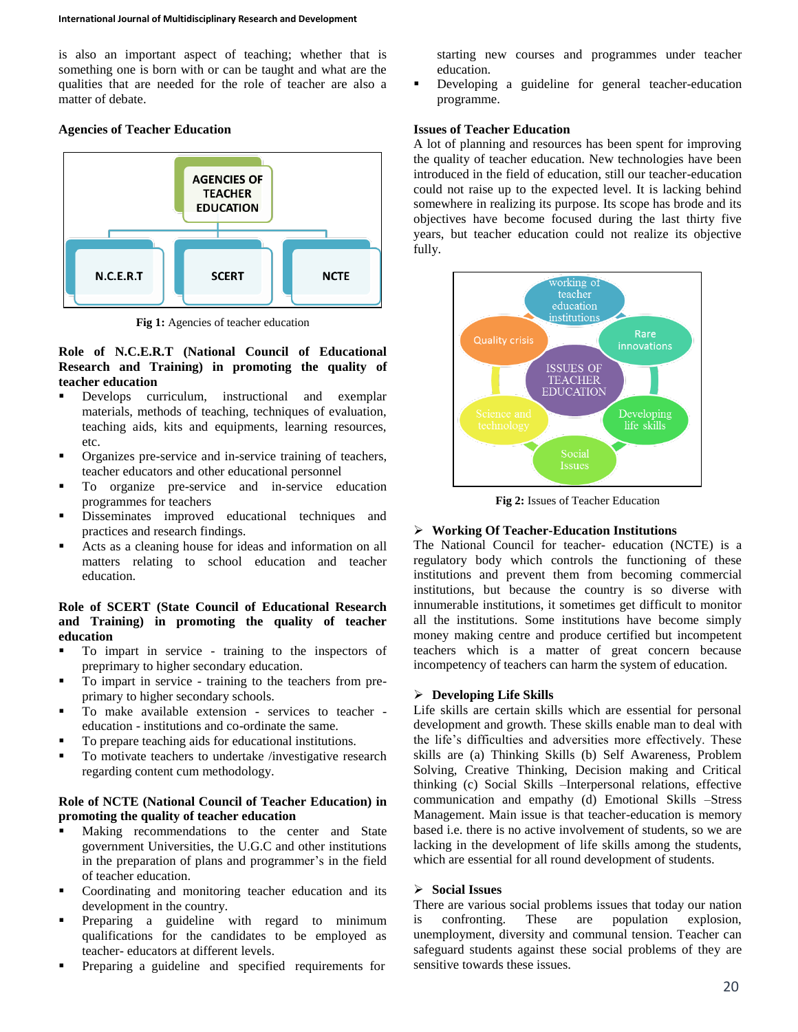is also an important aspect of teaching; whether that is something one is born with or can be taught and what are the qualities that are needed for the role of teacher are also a matter of debate.

### Agencies of Teacher Education

AGENCIES OF TEACHER EDUCATION

N.C.E.R.T

SCERT

NCTE

**Fig 1:** Agencies of teacher education

### Role of N.C.E.R.T (National Council of Educational Research and Training) in promoting the quality of teacher education

- Develops curriculum, instructional and exemplar materials, methods of teaching, techniques of evaluation, teaching aids, kits and equipments, learning resources, etc.
- Organizes pre-service and in-service training of teachers, teacher educators and other educational personnel
- To organize pre-service and in-service education programmes for teachers
- Disseminates improved educational techniques and practices and research findings.
- Acts as a cleaning house for ideas and information on all matters relating to school education and teacher education.

### Role of SCERT (State Council of Educational Research and Training) in promoting the quality of teacher education

- To impart in service - training to the inspectors of preprimary to higher secondary education.
- To impart in service - training to the teachers from pre-primary to higher secondary schools.
- To make available extension - services to teacher - education - institutions and co-ordinate the same.
- To prepare teaching aids for educational institutions.
- To motivate teachers to undertake /investigative research regarding content cum methodology.

### Role of NCTE (National Council of Teacher Education) in promoting the quality of teacher education

- Making recommendations to the center and State government Universities, the U.G.C and other institutions in the preparation of plans and programmer's in the field of teacher education.
- Coordinating and monitoring teacher education and its development in the country.
- Preparing a guideline with regard to minimum qualifications for the candidates to be employed as teacher- educators at different levels.
- Preparing a guideline and specified requirements for starting new courses and programmes under teacher education.
- Developing a guideline for general teacher-education programme.

### Issues of Teacher Education

A lot of planning and resources has been spent for improving the quality of teacher education. New technologies have been introduced in the field of education, still our teacher-education could not raise up to the expected level. It is lacking behind somewhere in realizing its purpose. Its scope has brode and its objectives have become focused during the last thirty five years, but teacher education could not realize its objective fully.

working of teacher education institutions

Rare innovations

Quality crisis

ISSUES OF TEACHER EDUCATION

Science and technology

Developing life skills

Social Issues

**Fig 2:** Issues of Teacher Education

#### ➢ Working Of Teacher-Education Institutions

The National Council for teacher- education (NCTE) is a regulatory body which controls the functioning of these institutions and prevent them from becoming commercial institutions, but because the country is so diverse with innumerable institutions, it sometimes get difficult to monitor all the institutions. Some institutions have become simply money making centre and produce certified but incompetent teachers which is a matter of great concern because incompetency of teachers can harm the system of education.

#### ➢ Developing Life Skills

Life skills are certain skills which are essential for personal development and growth. These skills enable man to deal with the life's difficulties and adversities more effectively. These skills are (a) Thinking Skills (b) Self Awareness, Problem Solving, Creative Thinking, Decision making and Critical thinking (c) Social Skills –Interpersonal relations, effective communication and empathy (d) Emotional Skills –Stress Management. Main issue is that teacher-education is memory based i.e. there is no active involvement of students, so we are lacking in the development of life skills among the students, which are essential for all round development of students.

#### ➢ Social Issues

There are various social problems issues that today our nation is confronting. These are population explosion, unemployment, diversity and communal tension. Teacher can safeguard students against these social problems of they are sensitive towards these issues.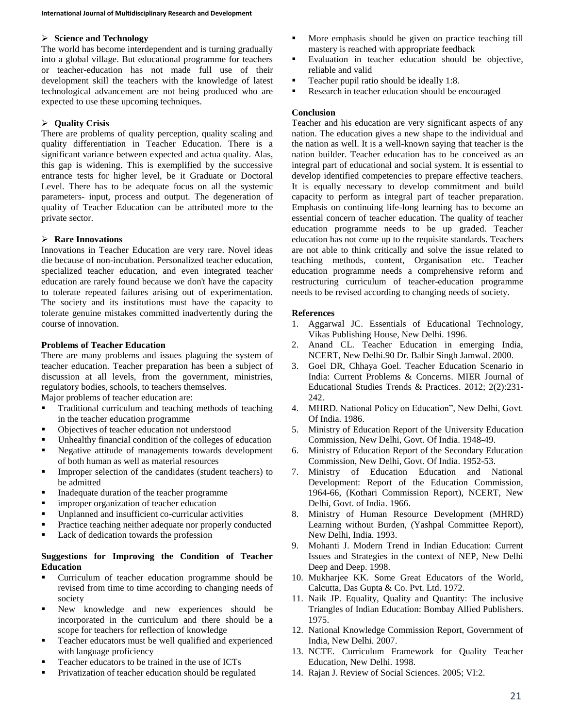- **Science and Technology**

The world has become interdependent and is turning gradually into a global village. But educational programme for teachers or teacher-education has not made full use of their development skill the teachers with the knowledge of latest technological advancement are not being produced who are expected to use these upcoming techniques.

- **Quality Crisis**

There are problems of quality perception, quality scaling and quality differentiation in Teacher Education. There is a significant variance between expected and actua quality. Alas, this gap is widening. This is exemplified by the successive entrance tests for higher level, be it Graduate or Doctoral Level. There has to be adequate focus on all the systemic parameters- input, process and output. The degeneration of quality of Teacher Education can be attributed more to the private sector.

- **Rare Innovations**

Innovations in Teacher Education are very rare. Novel ideas die because of non-incubation. Personalized teacher education, specialized teacher education, and even integrated teacher education are rarely found because we don't have the capacity to tolerate repeated failures arising out of experimentation. The society and its institutions must have the capacity to tolerate genuine mistakes committed inadvertently during the course of innovation.

**Problems of Teacher Education**

There are many problems and issues plaguing the system of teacher education. Teacher preparation has been a subject of discussion at all levels, from the government, ministries, regulatory bodies, schools, to teachers themselves.

Major problems of teacher education are:

- Traditional curriculum and teaching methods of teaching in the teacher education programme
- Objectives of teacher education not understood
- Unhealthy financial condition of the colleges of education
- Negative attitude of managements towards development of both human as well as material resources
- Improper selection of the candidates (student teachers) to be admitted
- Inadequate duration of the teacher programme
- improper organization of teacher education
- Unplanned and insufficient co-curricular activities
- Practice teaching neither adequate nor properly conducted
- Lack of dedication towards the profession

**Suggestions for Improving the Condition of Teacher Education**

- Curriculum of teacher education programme should be revised from time to time according to changing needs of society
- New knowledge and new experiences should be incorporated in the curriculum and there should be a scope for teachers for reflection of knowledge
- Teacher educators must be well qualified and experienced with language proficiency
- Teacher educators to be trained in the use of ICTs
- Privatization of teacher education should be regulated
- More emphasis should be given on practice teaching till mastery is reached with appropriate feedback
- Evaluation in teacher education should be objective, reliable and valid
- Teacher pupil ratio should be ideally 1:8.
- Research in teacher education should be encouraged

**Conclusion**

Teacher and his education are very significant aspects of any nation. The education gives a new shape to the individual and the nation as well. It is a well-known saying that teacher is the nation builder. Teacher education has to be conceived as an integral part of educational and social system. It is essential to develop identified competencies to prepare effective teachers. It is equally necessary to develop commitment and build capacity to perform as integral part of teacher preparation. Emphasis on continuing life-long learning has to become an essential concern of teacher education. The quality of teacher education programme needs to be up graded. Teacher education has not come up to the requisite standards. Teachers are not able to think critically and solve the issue related to teaching methods, content, Organisation etc. Teacher education programme needs a comprehensive reform and restructuring curriculum of teacher-education programme needs to be revised according to changing needs of society.

**References**

1. Aggarwal JC. Essentials of Educational Technology, Vikas Publishing House, New Delhi. 1996.
2. Anand CL. Teacher Education in emerging India, NCERT, New Delhi.90 Dr. Balbir Singh Jamwal. 2000.
3. Goel DR, Chhaya Goel. Teacher Education Scenario in India: Current Problems & Concerns. MIER Journal of Educational Studies Trends & Practices. 2012; 2(2):231-242.
4. MHRD. National Policy on Education", New Delhi, Govt. Of India. 1986.
5. Ministry of Education Report of the University Education Commission, New Delhi, Govt. Of India. 1948-49.
6. Ministry of Education Report of the Secondary Education Commission, New Delhi, Govt. Of India. 1952-53.
7. Ministry of Education Education and National Development: Report of the Education Commission, 1964-66, (Kothari Commission Report), NCERT, New Delhi, Govt. of India. 1966.
8. Ministry of Human Resource Development (MHRD) Learning without Burden, (Yashpal Committee Report), New Delhi, India. 1993.
9. Mohanti J. Modern Trend in Indian Education: Current Issues and Strategies in the context of NEP, New Delhi Deep and Deep. 1998.
10. Mukharjee KK. Some Great Educators of the World, Calcutta, Das Gupta & Co. Pvt. Ltd. 1972.
11. Naik JP. Equality, Quality and Quantity: The inclusive Triangles of Indian Education: Bombay Allied Publishers. 1975.
12. National Knowledge Commission Report, Government of India, New Delhi. 2007.
13. NCTE. Curriculum Framework for Quality Teacher Education, New Delhi. 1998.
14. Rajan J. Review of Social Sciences. 2005; VI:2.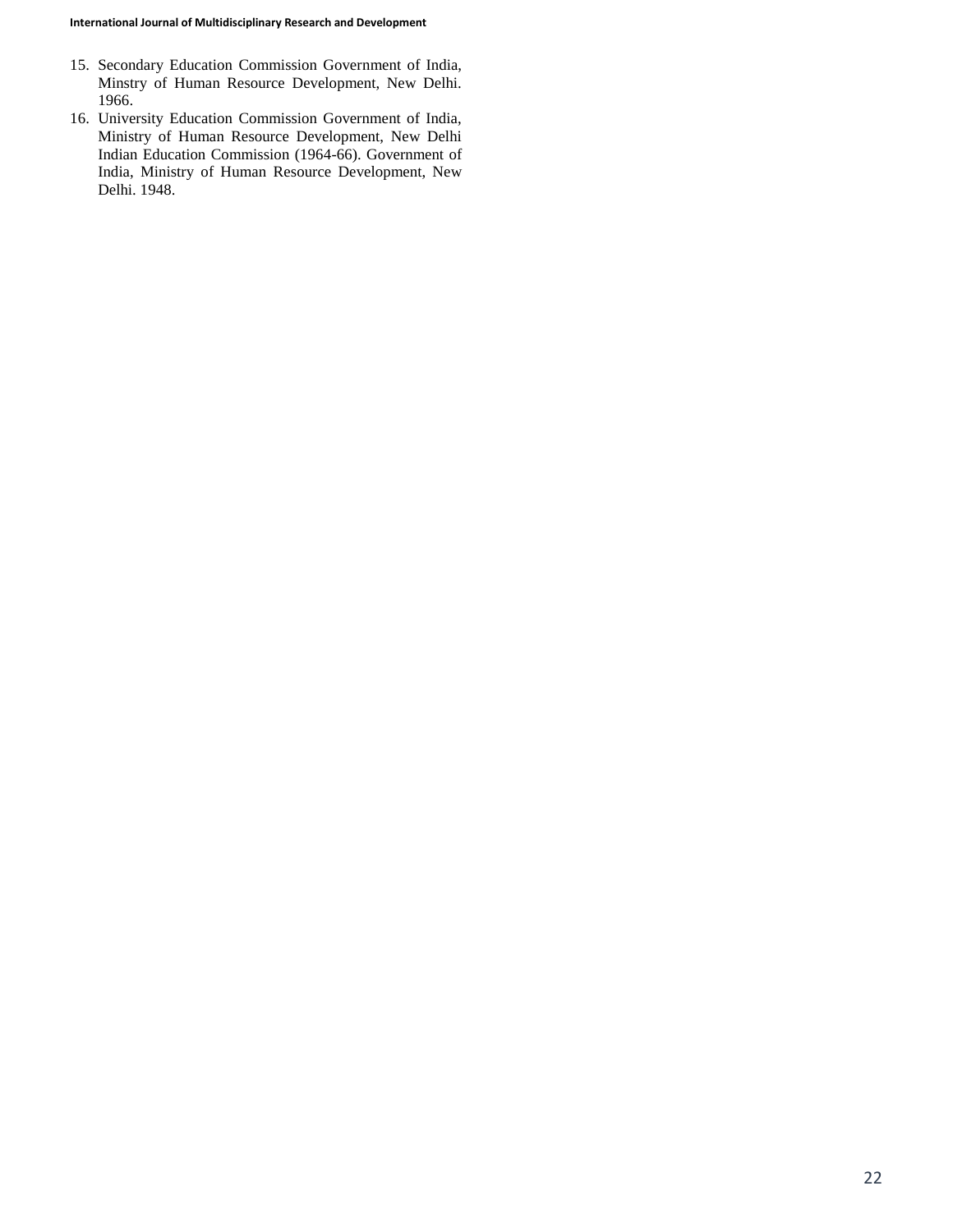15. Secondary Education Commission Government of India, Minstry of Human Resource Development, New Delhi. 1966.
16. University Education Commission Government of India, Ministry of Human Resource Development, New Delhi Indian Education Commission (1964-66). Government of India, Ministry of Human Resource Development, New Delhi. 1948.